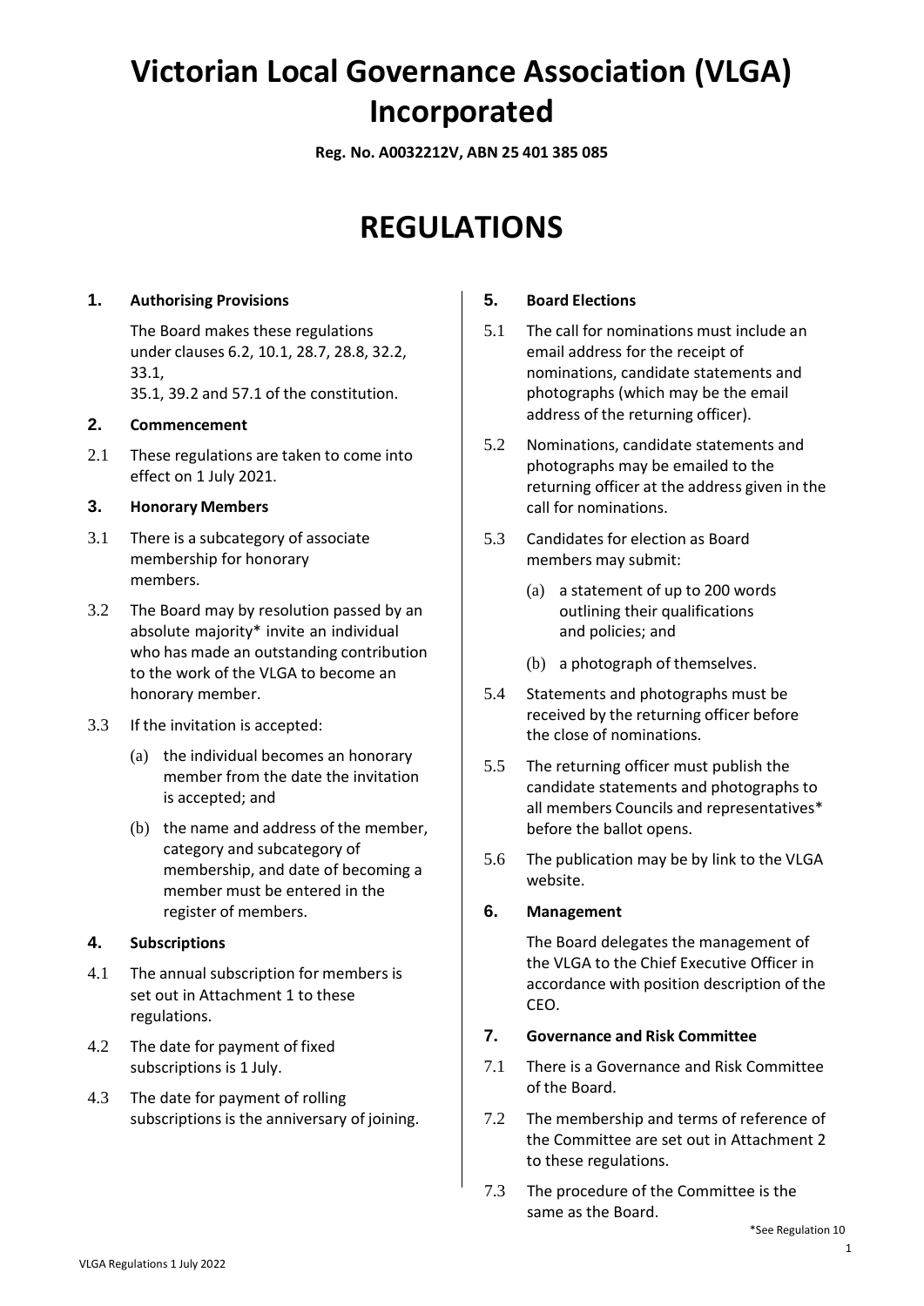# Victorian Local Governance Association (VLGA) Incorporated

**Reg. No. A0032212V, ABN 25 401 385 085**

# REGULATIONS

## 1. Authorising Provisions

The Board makes these regulations under clauses 6.2, 10.1, 28.7, 28.8, 32.2, 33.1, 35.1, 39.2 and 57.1 of the constitution.

## 2. Commencement

2.1 These regulations are taken to come into effect on 1 July 2021.

## 3. Honorary Members

3.1 There is a subcategory of associate membership for honorary members.

3.2 The Board may by resolution passed by an absolute majority* invite an individual who has made an outstanding contribution to the work of the VLGA to become an honorary member.

3.3 If the invitation is accepted:

(a) the individual becomes an honorary member from the date the invitation is accepted; and

(b) the name and address of the member, category and subcategory of membership, and date of becoming a member must be entered in the register of members.

## 4. Subscriptions

4.1 The annual subscription for members is set out in Attachment 1 to these regulations.

4.2 The date for payment of fixed subscriptions is 1 July.

4.3 The date for payment of rolling subscriptions is the anniversary of joining.

## 5. Board Elections

5.1 The call for nominations must include an email address for the receipt of nominations, candidate statements and photographs (which may be the email address of the returning officer).

5.2 Nominations, candidate statements and photographs may be emailed to the returning officer at the address given in the call for nominations.

5.3 Candidates for election as Board members may submit:

(a) a statement of up to 200 words outlining their qualifications and policies; and

(b) a photograph of themselves.

5.4 Statements and photographs must be received by the returning officer before the close of nominations.

5.5 The returning officer must publish the candidate statements and photographs to all members Councils and representatives* before the ballot opens.

5.6 The publication may be by link to the VLGA website.

## 6. Management

The Board delegates the management of the VLGA to the Chief Executive Officer in accordance with position description of the CEO.

## 7. Governance and Risk Committee

7.1 There is a Governance and Risk Committee of the Board.

7.2 The membership and terms of reference of the Committee are set out in Attachment 2 to these regulations.

7.3 The procedure of the Committee is the same as the Board.

*See Regulation 10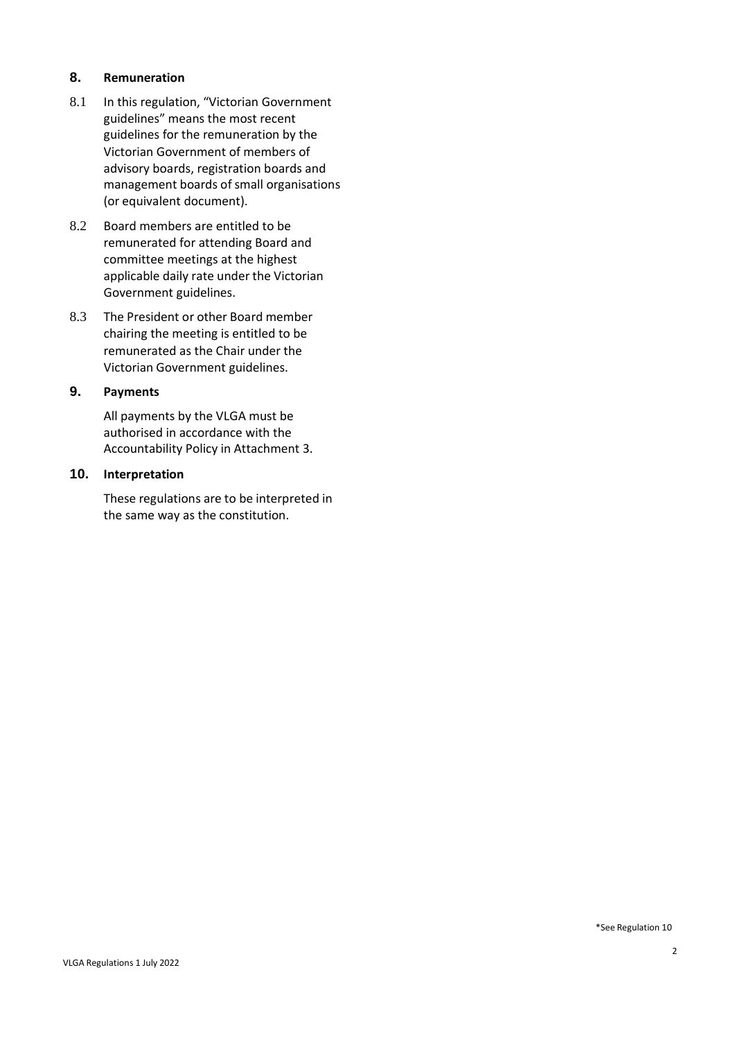## 8. Remuneration

8.1 In this regulation, "Victorian Government guidelines" means the most recent guidelines for the remuneration by the Victorian Government of members of advisory boards, registration boards and management boards of small organisations (or equivalent document).

8.2 Board members are entitled to be remunerated for attending Board and committee meetings at the highest applicable daily rate under the Victorian Government guidelines.

8.3 The President or other Board member chairing the meeting is entitled to be remunerated as the Chair under the Victorian Government guidelines.

## 9. Payments

All payments by the VLGA must be authorised in accordance with the Accountability Policy in Attachment 3.

## 10. Interpretation

These regulations are to be interpreted in the same way as the constitution.

*See Regulation 10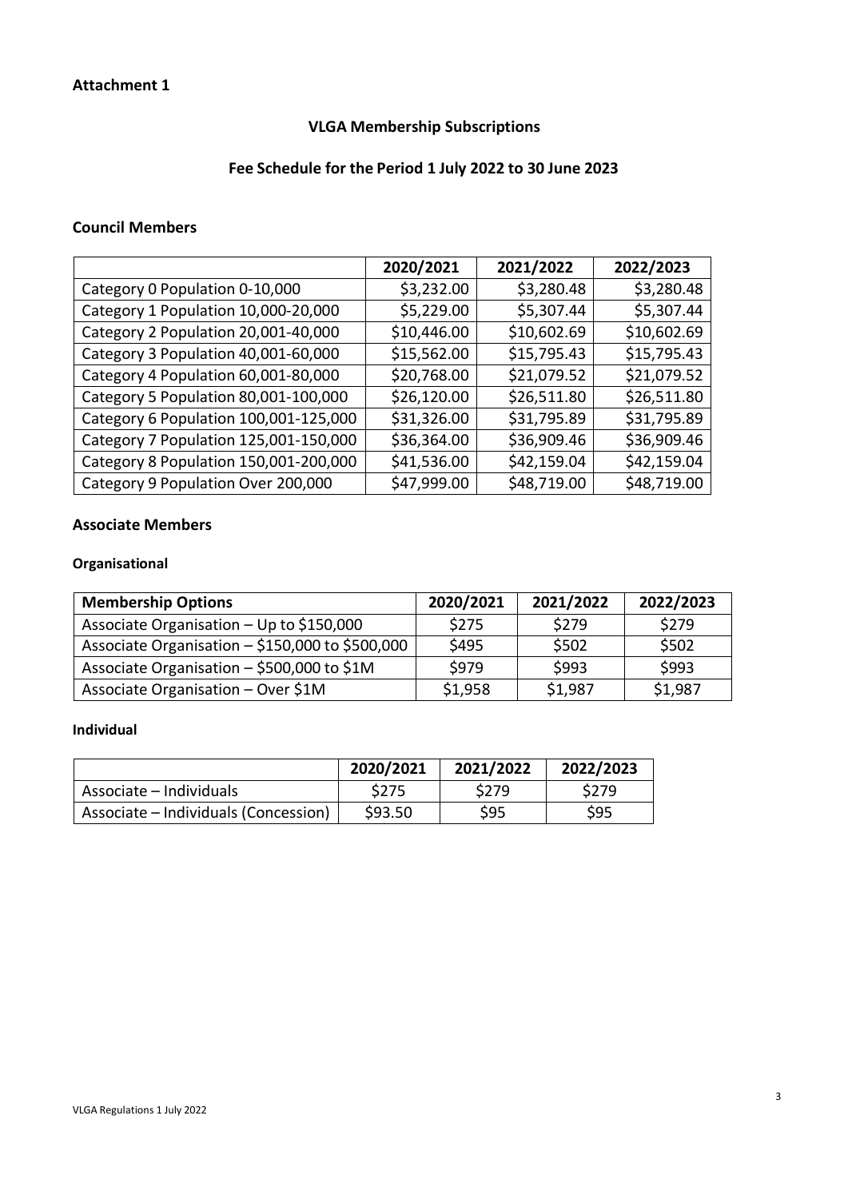**Attachment 1**

## VLGA Membership Subscriptions

### Fee Schedule for the Period 1 July 2022 to 30 June 2023

### Council Members

| | 2020/2021 | 2021/2022 | 2022/2023 |
|---|---|---|---|
| Category 0 Population 0-10,000 | $3,232.00 | $3,280.48 | $3,280.48 |
| Category 1 Population 10,000-20,000 | $5,229.00 | $5,307.44 | $5,307.44 |
| Category 2 Population 20,001-40,000 | $10,446.00 | $10,602.69 | $10,602.69 |
| Category 3 Population 40,001-60,000 | $15,562.00 | $15,795.43 | $15,795.43 |
| Category 4 Population 60,001-80,000 | $20,768.00 | $21,079.52 | $21,079.52 |
| Category 5 Population 80,001-100,000 | $26,120.00 | $26,511.80 | $26,511.80 |
| Category 6 Population 100,001-125,000 | $31,326.00 | $31,795.89 | $31,795.89 |
| Category 7 Population 125,001-150,000 | $36,364.00 | $36,909.46 | $36,909.46 |
| Category 8 Population 150,001-200,000 | $41,536.00 | $42,159.04 | $42,159.04 |
| Category 9 Population Over 200,000 | $47,999.00 | $48,719.00 | $48,719.00 |

### Associate Members

**Organisational**

| Membership Options | 2020/2021 | 2021/2022 | 2022/2023 |
|---|---|---|---|
| Associate Organisation – Up to $150,000 | $275 | $279 | $279 |
| Associate Organisation – $150,000 to $500,000 | $495 | $502 | $502 |
| Associate Organisation – $500,000 to $1M | $979 | $993 | $993 |
| Associate Organisation – Over $1M | $1,958 | $1,987 | $1,987 |

**Individual**

| | 2020/2021 | 2021/2022 | 2022/2023 |
|---|---|---|---|
| Associate – Individuals | $275 | $279 | $279 |
| Associate – Individuals (Concession) | $93.50 | $95 | $95 |